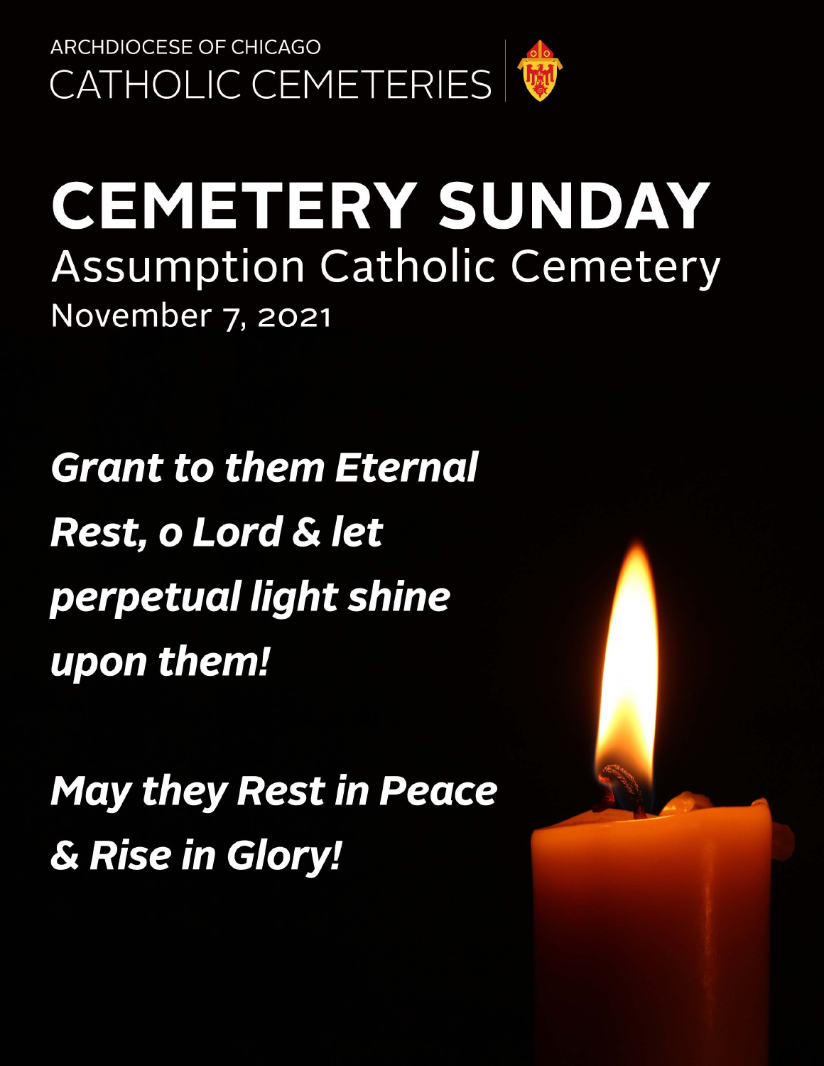ARCHDIOCESE OF CHICAGO

CATHOLIC CEMETERIES

# CEMETERY SUNDAY

## Assumption Catholic Cemetery

November 7, 2021

***Grant to them Eternal Rest, o Lord & let perpetual light shine upon them!***

***May they Rest in Peace & Rise in Glory!***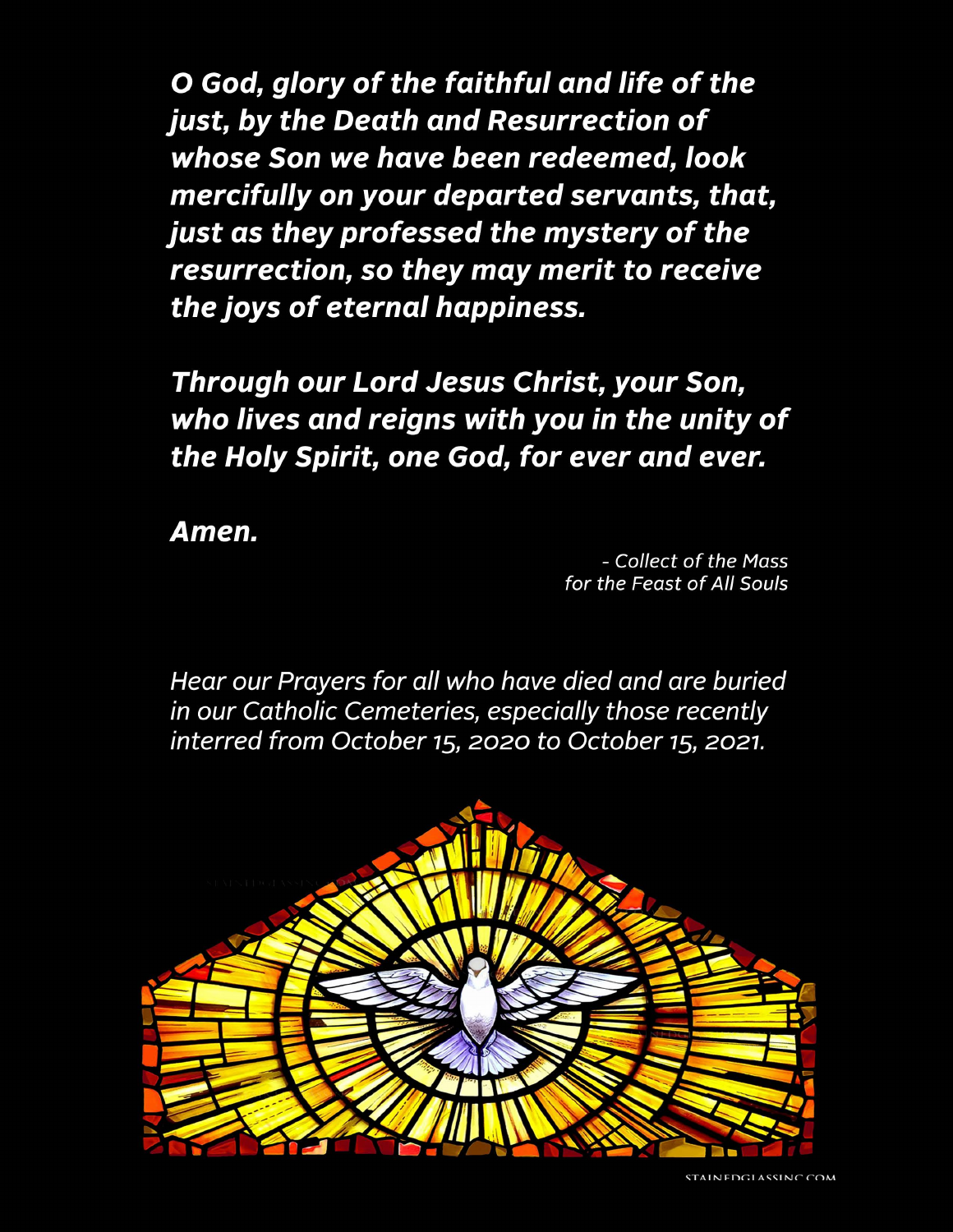***O God, glory of the faithful and life of the just, by the Death and Resurrection of whose Son we have been redeemed, look mercifully on your departed servants, that, just as they professed the mystery of the resurrection, so they may merit to receive the joys of eternal happiness.***

***Through our Lord Jesus Christ, your Son, who lives and reigns with you in the unity of the Holy Spirit, one God, for ever and ever.***

***Amen.***

*- Collect of the Mass for the Feast of All Souls*

*Hear our Prayers for all who have died and are buried in our Catholic Cemeteries, especially those recently interred from October 15, 2020 to October 15, 2021.*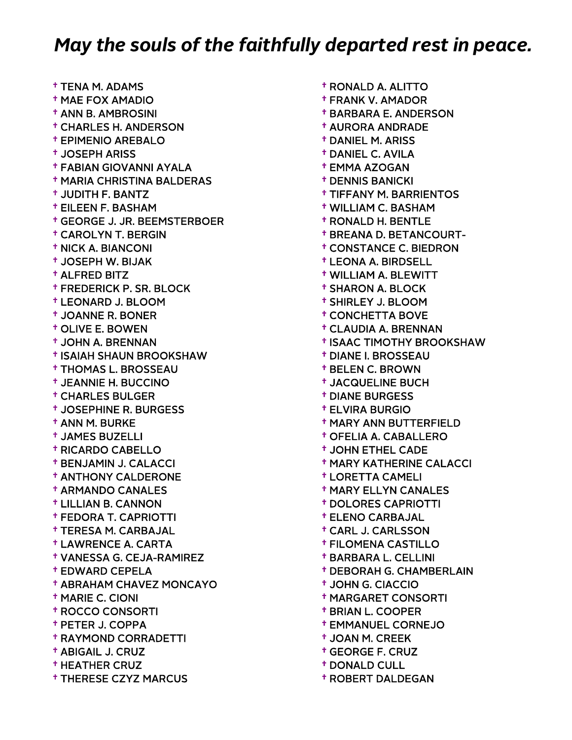## *May the souls of the faithfully departed rest in peace.*

- † TENA M. ADAMS
- † MAE FOX AMADIO
- † ANN B. AMBROSINI
- † CHARLES H. ANDERSON
- † EPIMENIO AREBALO
- † JOSEPH ARISS
- † FABIAN GIOVANNI AYALA
- † MARIA CHRISTINA BALDERAS
- † JUDITH F. BANTZ
- † EILEEN F. BASHAM
- † GEORGE J. JR. BEEMSTERBOER
- † CAROLYN T. BERGIN
- † NICK A. BIANCONI
- † JOSEPH W. BIJAK
- † ALFRED BITZ
- † FREDERICK P. SR. BLOCK
- † LEONARD J. BLOOM
- † JOANNE R. BONER
- † OLIVE E. BOWEN
- † JOHN A. BRENNAN
- † ISAIAH SHAUN BROOKSHAW
- † THOMAS L. BROSSEAU
- † JEANNIE H. BUCCINO
- † CHARLES BULGER
- † JOSEPHINE R. BURGESS
- † ANN M. BURKE
- † JAMES BUZELLI
- † RICARDO CABELLO
- † BENJAMIN J. CALACCI
- † ANTHONY CALDERONE
- † ARMANDO CANALES
- † LILLIAN B. CANNON
- † FEDORA T. CAPRIOTTI
- † TERESA M. CARBAJAL
- † LAWRENCE A. CARTA
- † VANESSA G. CEJA-RAMIREZ
- † EDWARD CEPELA
- † ABRAHAM CHAVEZ MONCAYO
- † MARIE C. CIONI
- † ROCCO CONSORTI
- † PETER J. COPPA
- † RAYMOND CORRADETTI
- † ABIGAIL J. CRUZ
- † HEATHER CRUZ
- † THERESE CZYZ MARCUS
- † RONALD A. ALITTO
- † FRANK V. AMADOR
- † BARBARA E. ANDERSON
- † AURORA ANDRADE
- † DANIEL M. ARISS
- † DANIEL C. AVILA
- † EMMA AZOGAN
- † DENNIS BANICKI
- † TIFFANY M. BARRIENTOS
- † WILLIAM C. BASHAM
- † RONALD H. BENTLE
- † BREANA D. BETANCOURT-
- † CONSTANCE C. BIEDRON
- † LEONA A. BIRDSELL
- † WILLIAM A. BLEWITT
- † SHARON A. BLOCK
- † SHIRLEY J. BLOOM
- † CONCHETTA BOVE
- † CLAUDIA A. BRENNAN
- † ISAAC TIMOTHY BROOKSHAW
- † DIANE I. BROSSEAU
- † BELEN C. BROWN
- † JACQUELINE BUCH
- † DIANE BURGESS
- † ELVIRA BURGIO
- † MARY ANN BUTTERFIELD
- † OFELIA A. CABALLERO
- † JOHN ETHEL CADE
- † MARY KATHERINE CALACCI
- † LORETTA CAMELI
- † MARY ELLYN CANALES
- † DOLORES CAPRIOTTI
- † ELENO CARBAJAL
- † CARL J. CARLSSON
- † FILOMENA CASTILLO
- † BARBARA L. CELLINI
- † DEBORAH G. CHAMBERLAIN
- † JOHN G. CIACCIO
- † MARGARET CONSORTI
- † BRIAN L. COOPER
- † EMMANUEL CORNEJO
- † JOAN M. CREEK
- † GEORGE F. CRUZ
- † DONALD CULL
- † ROBERT DALDEGAN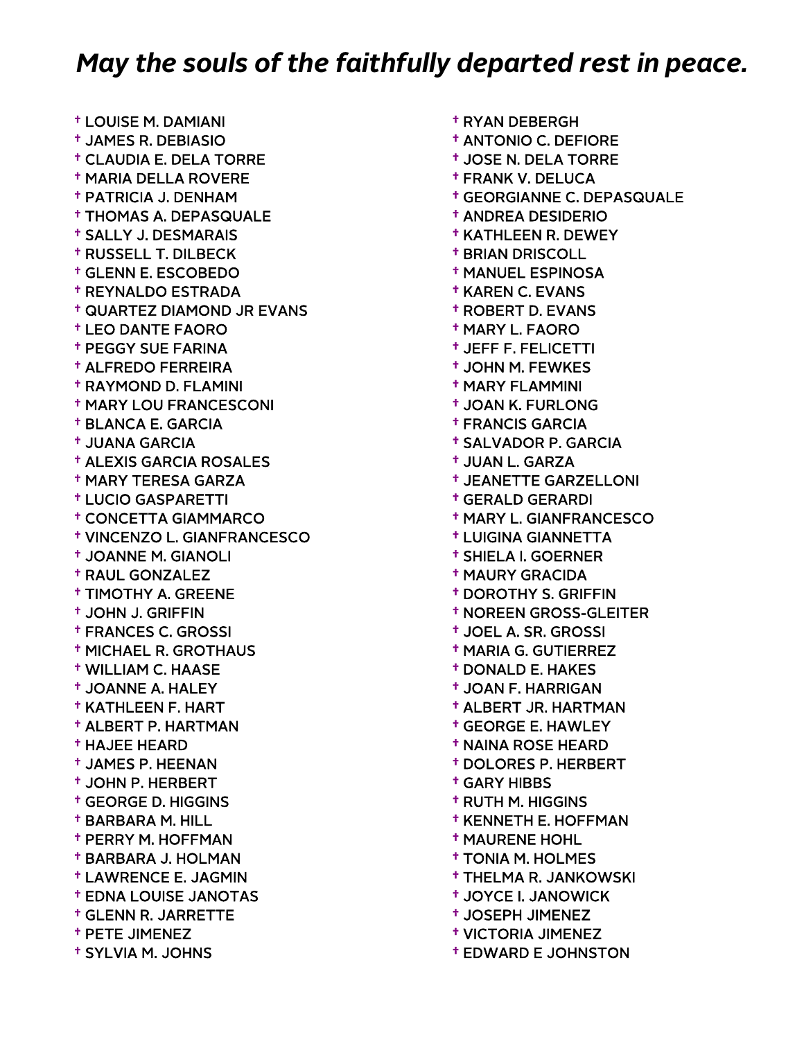## *May the souls of the faithfully departed rest in peace.*

- † LOUISE M. DAMIANI
- † JAMES R. DEBIASIO
- † CLAUDIA E. DELA TORRE
- † MARIA DELLA ROVERE
- † PATRICIA J. DENHAM
- † THOMAS A. DEPASQUALE
- † SALLY J. DESMARAIS
- † RUSSELL T. DILBECK
- † GLENN E. ESCOBEDO
- † REYNALDO ESTRADA
- † QUARTEZ DIAMOND JR EVANS
- † LEO DANTE FAORO
- † PEGGY SUE FARINA
- † ALFREDO FERREIRA
- † RAYMOND D. FLAMINI
- † MARY LOU FRANCESCONI
- † BLANCA E. GARCIA
- † JUANA GARCIA
- † ALEXIS GARCIA ROSALES
- † MARY TERESA GARZA
- † LUCIO GASPARETTI
- † CONCETTA GIAMMARCO
- † VINCENZO L. GIANFRANCESCO
- † JOANNE M. GIANOLI
- † RAUL GONZALEZ
- † TIMOTHY A. GREENE
- † JOHN J. GRIFFIN
- † FRANCES C. GROSSI
- † MICHAEL R. GROTHAUS
- † WILLIAM C. HAASE
- † JOANNE A. HALEY
- † KATHLEEN F. HART
- † ALBERT P. HARTMAN
- † HAJEE HEARD
- † JAMES P. HEENAN
- † JOHN P. HERBERT
- † GEORGE D. HIGGINS
- † BARBARA M. HILL
- † PERRY M. HOFFMAN
- † BARBARA J. HOLMAN
- † LAWRENCE E. JAGMIN
- † EDNA LOUISE JANOTAS
- † GLENN R. JARRETTE
- † PETE JIMENEZ
- † SYLVIA M. JOHNS
- † RYAN DEBERGH
- † ANTONIO C. DEFIORE
- † JOSE N. DELA TORRE
- † FRANK V. DELUCA
- † GEORGIANNE C. DEPASQUALE
- † ANDREA DESIDERIO
- † KATHLEEN R. DEWEY
- † BRIAN DRISCOLL
- † MANUEL ESPINOSA
- † KAREN C. EVANS
- † ROBERT D. EVANS
- † MARY L. FAORO
- † JEFF F. FELICETTI
- † JOHN M. FEWKES
- † MARY FLAMMINI
- † JOAN K. FURLONG
- † FRANCIS GARCIA
- † SALVADOR P. GARCIA
- † JUAN L. GARZA
- † JEANETTE GARZELLONI
- † GERALD GERARDI
- † MARY L. GIANFRANCESCO
- † LUIGINA GIANNETTA
- † SHIELA I. GOERNER
- † MAURY GRACIDA
- † DOROTHY S. GRIFFIN
- † NOREEN GROSS-GLEITER
- † JOEL A. SR. GROSSI
- † MARIA G. GUTIERREZ
- † DONALD E. HAKES
- † JOAN F. HARRIGAN
- † ALBERT JR. HARTMAN
- † GEORGE E. HAWLEY
- † NAINA ROSE HEARD
- † DOLORES P. HERBERT
- † GARY HIBBS
- † RUTH M. HIGGINS
- † KENNETH E. HOFFMAN
- † MAURENE HOHL
- † TONIA M. HOLMES
- † THELMA R. JANKOWSKI
- † JOYCE I. JANOWICK
- † JOSEPH JIMENEZ
- † VICTORIA JIMENEZ
- † EDWARD E JOHNSTON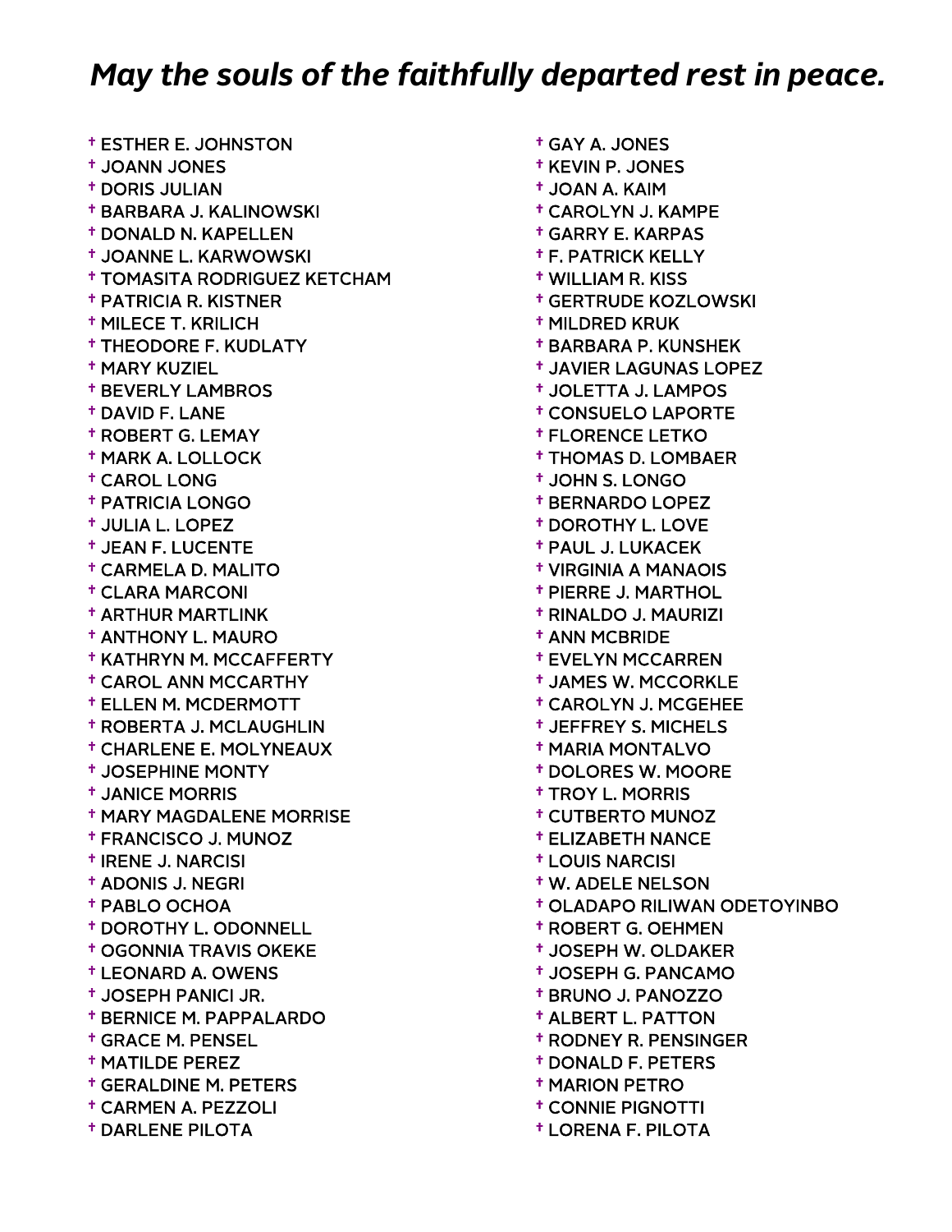## *May the souls of the faithfully departed rest in peace.*

- † ESTHER E. JOHNSTON
- † JOANN JONES
- † DORIS JULIAN
- † BARBARA J. KALINOWSKI
- † DONALD N. KAPELLEN
- † JOANNE L. KARWOWSKI
- † TOMASITA RODRIGUEZ KETCHAM
- † PATRICIA R. KISTNER
- † MILECE T. KRILICH
- † THEODORE F. KUDLATY
- † MARY KUZIEL
- † BEVERLY LAMBROS
- † DAVID F. LANE
- † ROBERT G. LEMAY
- † MARK A. LOLLOCK
- † CAROL LONG
- † PATRICIA LONGO
- † JULIA L. LOPEZ
- † JEAN F. LUCENTE
- † CARMELA D. MALITO
- † CLARA MARCONI
- † ARTHUR MARTLINK
- † ANTHONY L. MAURO
- † KATHRYN M. MCCAFFERTY
- † CAROL ANN MCCARTHY
- † ELLEN M. MCDERMOTT
- † ROBERTA J. MCLAUGHLIN
- † CHARLENE E. MOLYNEAUX
- † JOSEPHINE MONTY
- † JANICE MORRIS
- † MARY MAGDALENE MORRISE
- † FRANCISCO J. MUNOZ
- † IRENE J. NARCISI
- † ADONIS J. NEGRI
- † PABLO OCHOA
- † DOROTHY L. ODONNELL
- † OGONNIA TRAVIS OKEKE
- † LEONARD A. OWENS
- † JOSEPH PANICI JR.
- † BERNICE M. PAPPALARDO
- † GRACE M. PENSEL
- † MATILDE PEREZ
- † GERALDINE M. PETERS
- † CARMEN A. PEZZOLI
- † DARLENE PILOTA
- † GAY A. JONES
- † KEVIN P. JONES
- † JOAN A. KAIM
- † CAROLYN J. KAMPE
- † GARRY E. KARPAS
- † F. PATRICK KELLY
- † WILLIAM R. KISS
- † GERTRUDE KOZLOWSKI
- † MILDRED KRUK
- † BARBARA P. KUNSHEK
- † JAVIER LAGUNAS LOPEZ
- † JOLETTA J. LAMPOS
- † CONSUELO LAPORTE
- † FLORENCE LETKO
- † THOMAS D. LOMBAER
- † JOHN S. LONGO
- † BERNARDO LOPEZ
- † DOROTHY L. LOVE
- † PAUL J. LUKACEK
- † VIRGINIA A MANAOIS
- † PIERRE J. MARTHOL
- † RINALDO J. MAURIZI
- † ANN MCBRIDE
- † EVELYN MCCARREN
- † JAMES W. MCCORKLE
- † CAROLYN J. MCGEHEE
- † JEFFREY S. MICHELS
- † MARIA MONTALVO
- † DOLORES W. MOORE
- † TROY L. MORRIS
- † CUTBERTO MUNOZ
- † ELIZABETH NANCE
- † LOUIS NARCISI
- † W. ADELE NELSON
- † OLADAPO RILIWAN ODETOYINBO
- † ROBERT G. OEHMEN
- † JOSEPH W. OLDAKER
- † JOSEPH G. PANCAMO
- † BRUNO J. PANOZZO
- † ALBERT L. PATTON
- † RODNEY R. PENSINGER
- † DONALD F. PETERS
- † MARION PETRO
- † CONNIE PIGNOTTI
- † LORENA F. PILOTA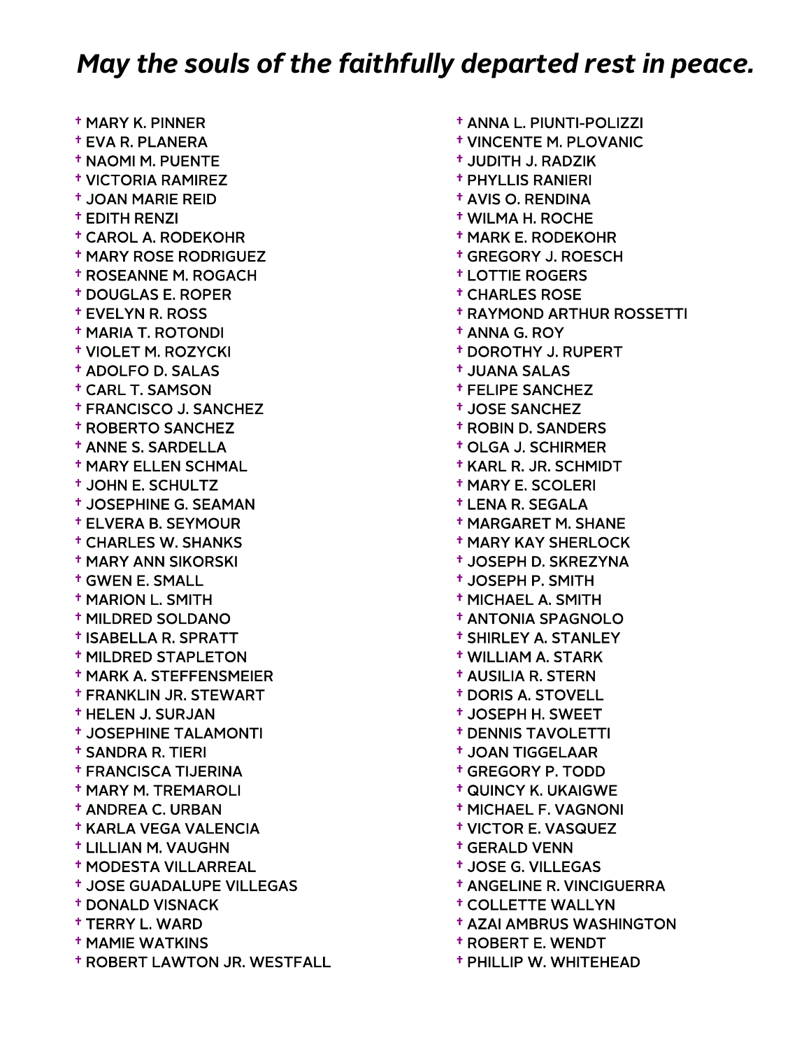## *May the souls of the faithfully departed rest in peace.*

- † MARY K. PINNER
- † EVA R. PLANERA
- † NAOMI M. PUENTE
- † VICTORIA RAMIREZ
- † JOAN MARIE REID
- † EDITH RENZI
- † CAROL A. RODEKOHR
- † MARY ROSE RODRIGUEZ
- † ROSEANNE M. ROGACH
- † DOUGLAS E. ROPER
- † EVELYN R. ROSS
- † MARIA T. ROTONDI
- † VIOLET M. ROZYCKI
- † ADOLFO D. SALAS
- † CARL T. SAMSON
- † FRANCISCO J. SANCHEZ
- † ROBERTO SANCHEZ
- † ANNE S. SARDELLA
- † MARY ELLEN SCHMAL
- † JOHN E. SCHULTZ
- † JOSEPHINE G. SEAMAN
- † ELVERA B. SEYMOUR
- † CHARLES W. SHANKS
- † MARY ANN SIKORSKI
- † GWEN E. SMALL
- † MARION L. SMITH
- † MILDRED SOLDANO
- † ISABELLA R. SPRATT
- † MILDRED STAPLETON
- † MARK A. STEFFENSMEIER
- † FRANKLIN JR. STEWART
- † HELEN J. SURJAN
- † JOSEPHINE TALAMONTI
- † SANDRA R. TIERI
- † FRANCISCA TIJERINA
- † MARY M. TREMAROLI
- † ANDREA C. URBAN
- † KARLA VEGA VALENCIA
- † LILLIAN M. VAUGHN
- † MODESTA VILLARREAL
- † JOSE GUADALUPE VILLEGAS
- † DONALD VISNACK
- † TERRY L. WARD
- † MAMIE WATKINS
- † ROBERT LAWTON JR. WESTFALL
- † ANNA L. PIUNTI-POLIZZI
- † VINCENTE M. PLOVANIC
- † JUDITH J. RADZIK
- † PHYLLIS RANIERI
- † AVIS O. RENDINA
- † WILMA H. ROCHE
- † MARK E. RODEKOHR
- † GREGORY J. ROESCH
- † LOTTIE ROGERS
- † CHARLES ROSE
- † RAYMOND ARTHUR ROSSETTI
- † ANNA G. ROY
- † DOROTHY J. RUPERT
- † JUANA SALAS
- † FELIPE SANCHEZ
- † JOSE SANCHEZ
- † ROBIN D. SANDERS
- † OLGA J. SCHIRMER
- † KARL R. JR. SCHMIDT
- † MARY E. SCOLERI
- † LENA R. SEGALA
- † MARGARET M. SHANE
- † MARY KAY SHERLOCK
- † JOSEPH D. SKREZYNA
- † JOSEPH P. SMITH
- † MICHAEL A. SMITH
- † ANTONIA SPAGNOLO
- † SHIRLEY A. STANLEY
- † WILLIAM A. STARK
- † AUSILIA R. STERN
- † DORIS A. STOVELL
- † JOSEPH H. SWEET
- † DENNIS TAVOLETTI
- † JOAN TIGGELAAR
- † GREGORY P. TODD
- † QUINCY K. UKAIGWE
- † MICHAEL F. VAGNONI
- † VICTOR E. VASQUEZ
- † GERALD VENN
- † JOSE G. VILLEGAS
- † ANGELINE R. VINCIGUERRA
- † COLLETTE WALLYN
- † AZAI AMBRUS WASHINGTON
- † ROBERT E. WENDT
- † PHILLIP W. WHITEHEAD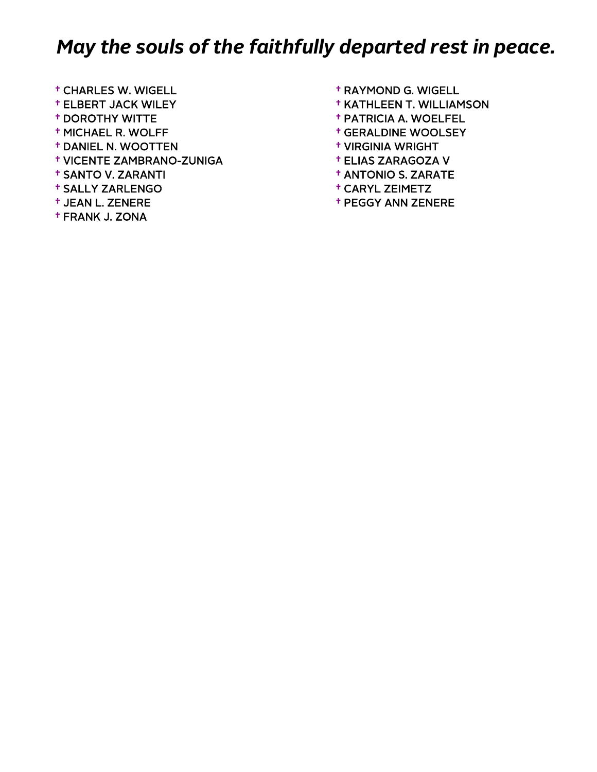## *May the souls of the faithfully departed rest in peace.*

- † CHARLES W. WIGELL
- † ELBERT JACK WILEY
- † DOROTHY WITTE
- † MICHAEL R. WOLFF
- † DANIEL N. WOOTTEN
- † VICENTE ZAMBRANO-ZUNIGA
- † SANTO V. ZARANTI
- † SALLY ZARLENGO
- † JEAN L. ZENERE
- † FRANK J. ZONA
- † RAYMOND G. WIGELL
- † KATHLEEN T. WILLIAMSON
- † PATRICIA A. WOELFEL
- † GERALDINE WOOLSEY
- † VIRGINIA WRIGHT
- † ELIAS ZARAGOZA V
- † ANTONIO S. ZARATE
- † CARYL ZEIMETZ
- † PEGGY ANN ZENERE